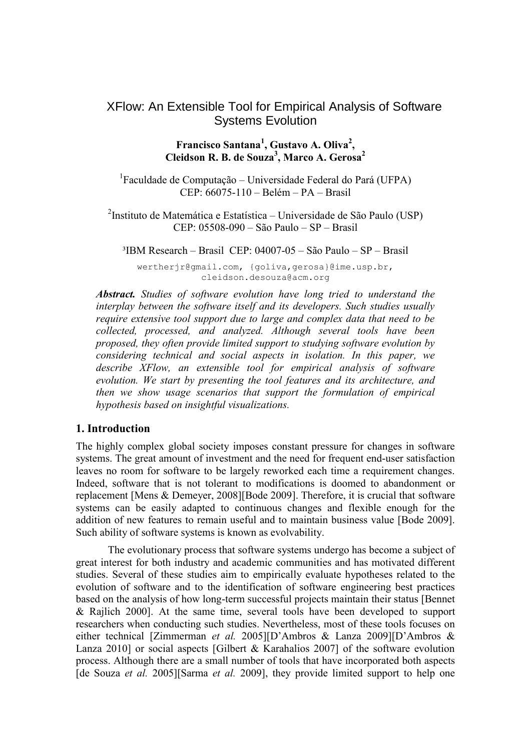# XFlow: An Extensible Tool for Empirical Analysis of Software Systems Evolution

**Francisco Santana[1], Gustavo A. Oliva[2], Cleidson R. B. de Souza[3], Marco A. Gerosa[2]**

[1]Faculdade de Computação – Universidade Federal do Pará (UFPA)
CEP: 66075-110 – Belém – PA – Brasil

[2]Instituto de Matemática e Estatística – Universidade de São Paulo (USP)
CEP: 05508-090 – São Paulo – SP – Brasil

[3]IBM Research – Brasil CEP: 04007-05 – São Paulo – SP – Brasil

wertherjr@gmail.com, {goliva,gerosa}@ime.usp.br, cleidson.desouza@acm.org

***Abstract.*** *Studies of software evolution have long tried to understand the interplay between the software itself and its developers. Such studies usually require extensive tool support due to large and complex data that need to be collected, processed, and analyzed. Although several tools have been proposed, they often provide limited support to studying software evolution by considering technical and social aspects in isolation. In this paper, we describe XFlow, an extensible tool for empirical analysis of software evolution. We start by presenting the tool features and its architecture, and then we show usage scenarios that support the formulation of empirical hypothesis based on insightful visualizations.*

## 1. Introduction

The highly complex global society imposes constant pressure for changes in software systems. The great amount of investment and the need for frequent end-user satisfaction leaves no room for software to be largely reworked each time a requirement changes. Indeed, software that is not tolerant to modifications is doomed to abandonment or replacement [Mens & Demeyer, 2008][Bode 2009]. Therefore, it is crucial that software systems can be easily adapted to continuous changes and flexible enough for the addition of new features to remain useful and to maintain business value [Bode 2009]. Such ability of software systems is known as evolvability.

The evolutionary process that software systems undergo has become a subject of great interest for both industry and academic communities and has motivated different studies. Several of these studies aim to empirically evaluate hypotheses related to the evolution of software and to the identification of software engineering best practices based on the analysis of how long-term successful projects maintain their status [Bennet & Rajlich 2000]. At the same time, several tools have been developed to support researchers when conducting such studies. Nevertheless, most of these tools focuses on either technical [Zimmerman *et al.* 2005][D'Ambros & Lanza 2009][D'Ambros & Lanza 2010] or social aspects [Gilbert & Karahalios 2007] of the software evolution process. Although there are a small number of tools that have incorporated both aspects [de Souza *et al.* 2005][Sarma *et al.* 2009], they provide limited support to help one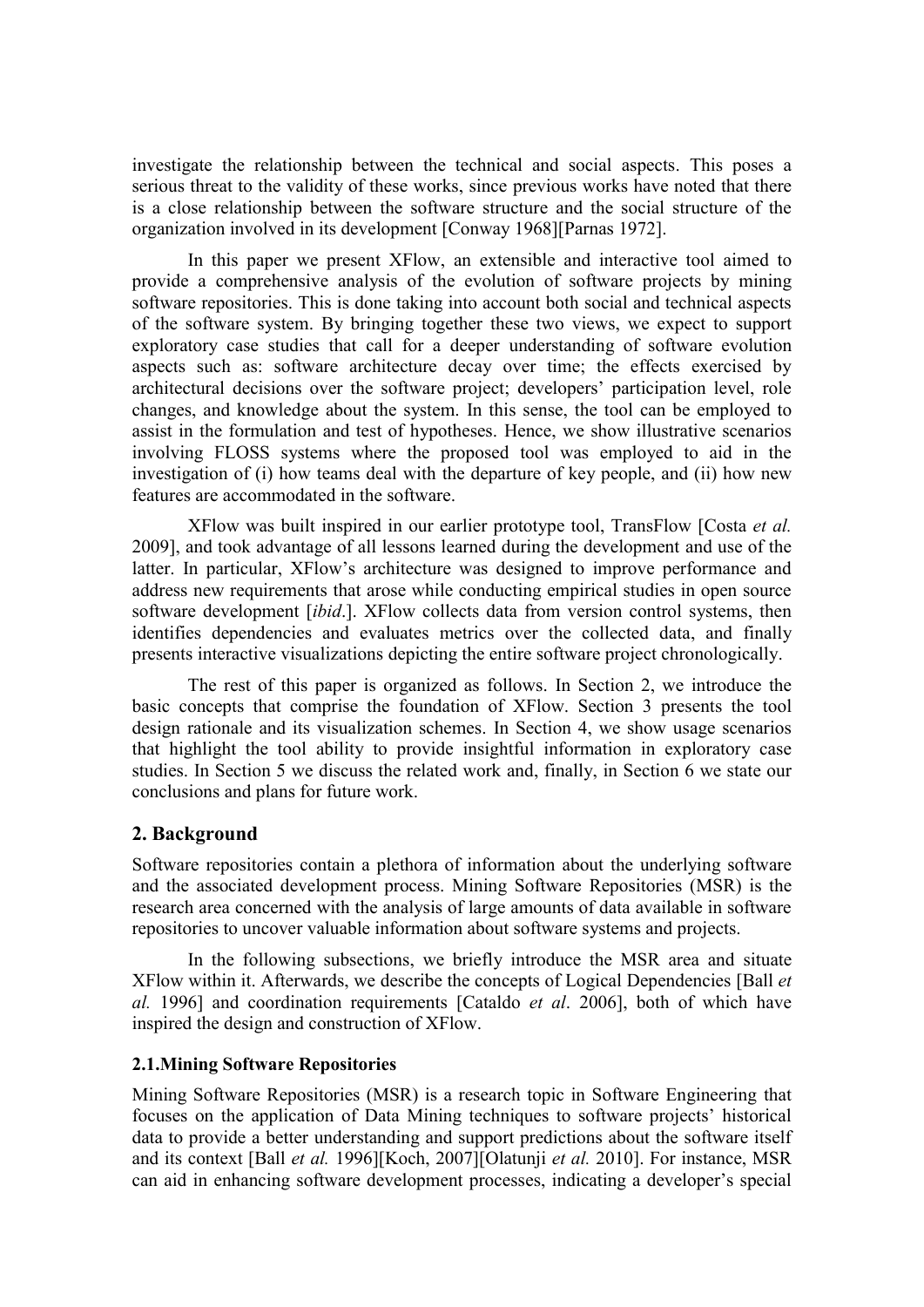investigate the relationship between the technical and social aspects. This poses a serious threat to the validity of these works, since previous works have noted that there is a close relationship between the software structure and the social structure of the organization involved in its development [Conway 1968][Parnas 1972].

In this paper we present XFlow, an extensible and interactive tool aimed to provide a comprehensive analysis of the evolution of software projects by mining software repositories. This is done taking into account both social and technical aspects of the software system. By bringing together these two views, we expect to support exploratory case studies that call for a deeper understanding of software evolution aspects such as: software architecture decay over time; the effects exercised by architectural decisions over the software project; developers' participation level, role changes, and knowledge about the system. In this sense, the tool can be employed to assist in the formulation and test of hypotheses. Hence, we show illustrative scenarios involving FLOSS systems where the proposed tool was employed to aid in the investigation of (i) how teams deal with the departure of key people, and (ii) how new features are accommodated in the software.

XFlow was built inspired in our earlier prototype tool, TransFlow [Costa *et al.* 2009], and took advantage of all lessons learned during the development and use of the latter. In particular, XFlow's architecture was designed to improve performance and address new requirements that arose while conducting empirical studies in open source software development [*ibid*.]. XFlow collects data from version control systems, then identifies dependencies and evaluates metrics over the collected data, and finally presents interactive visualizations depicting the entire software project chronologically.

The rest of this paper is organized as follows. In Section 2, we introduce the basic concepts that comprise the foundation of XFlow. Section 3 presents the tool design rationale and its visualization schemes. In Section 4, we show usage scenarios that highlight the tool ability to provide insightful information in exploratory case studies. In Section 5 we discuss the related work and, finally, in Section 6 we state our conclusions and plans for future work.

## 2. Background

Software repositories contain a plethora of information about the underlying software and the associated development process. Mining Software Repositories (MSR) is the research area concerned with the analysis of large amounts of data available in software repositories to uncover valuable information about software systems and projects.

In the following subsections, we briefly introduce the MSR area and situate XFlow within it. Afterwards, we describe the concepts of Logical Dependencies [Ball *et al.* 1996] and coordination requirements [Cataldo *et al*. 2006], both of which have inspired the design and construction of XFlow.

### 2.1. Mining Software Repositories

Mining Software Repositories (MSR) is a research topic in Software Engineering that focuses on the application of Data Mining techniques to software projects' historical data to provide a better understanding and support predictions about the software itself and its context [Ball *et al.* 1996][Koch, 2007][Olatunji *et al.* 2010]. For instance, MSR can aid in enhancing software development processes, indicating a developer's special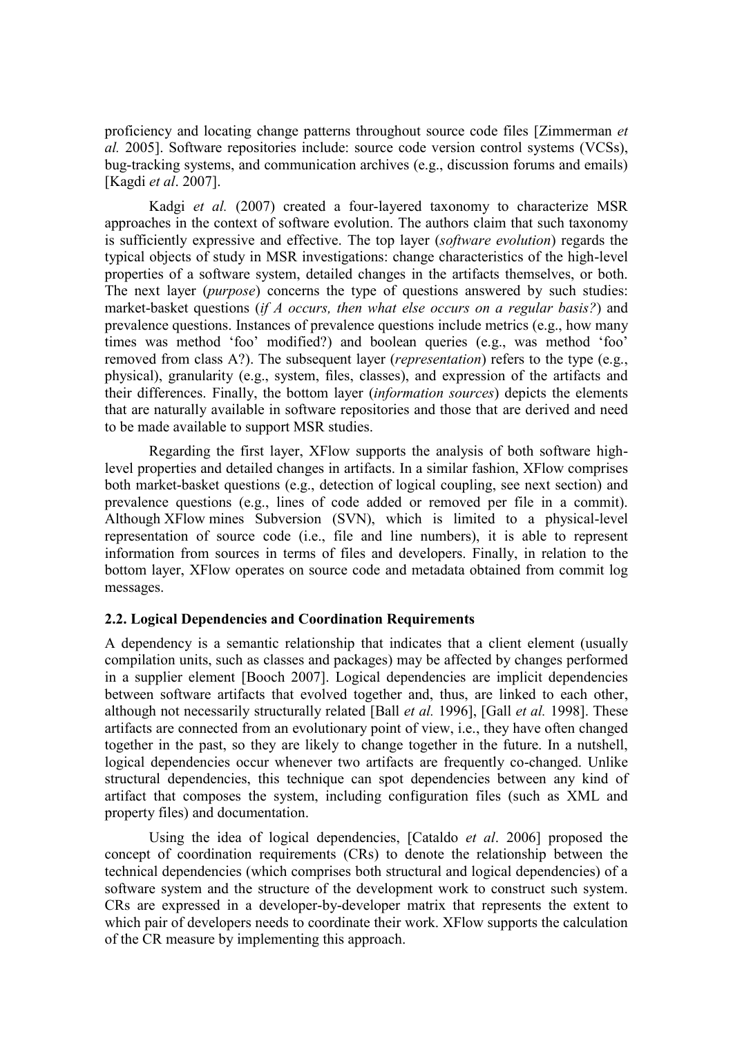proficiency and locating change patterns throughout source code files [Zimmerman *et al.* 2005]. Software repositories include: source code version control systems (VCSs), bug-tracking systems, and communication archives (e.g., discussion forums and emails) [Kagdi *et al*. 2007].

Kadgi *et al.* (2007) created a four-layered taxonomy to characterize MSR approaches in the context of software evolution. The authors claim that such taxonomy is sufficiently expressive and effective. The top layer (*software evolution*) regards the typical objects of study in MSR investigations: change characteristics of the high-level properties of a software system, detailed changes in the artifacts themselves, or both. The next layer (*purpose*) concerns the type of questions answered by such studies: market-basket questions (*if A occurs, then what else occurs on a regular basis?*) and prevalence questions. Instances of prevalence questions include metrics (e.g., how many times was method 'foo' modified?) and boolean queries (e.g., was method 'foo' removed from class A?). The subsequent layer (*representation*) refers to the type (e.g., physical), granularity (e.g., system, files, classes), and expression of the artifacts and their differences. Finally, the bottom layer (*information sources*) depicts the elements that are naturally available in software repositories and those that are derived and need to be made available to support MSR studies.

Regarding the first layer, XFlow supports the analysis of both software high-level properties and detailed changes in artifacts. In a similar fashion, XFlow comprises both market-basket questions (e.g., detection of logical coupling, see next section) and prevalence questions (e.g., lines of code added or removed per file in a commit). Although XFlow mines Subversion (SVN), which is limited to a physical-level representation of source code (i.e., file and line numbers), it is able to represent information from sources in terms of files and developers. Finally, in relation to the bottom layer, XFlow operates on source code and metadata obtained from commit log messages.

### 2.2. Logical Dependencies and Coordination Requirements

A dependency is a semantic relationship that indicates that a client element (usually compilation units, such as classes and packages) may be affected by changes performed in a supplier element [Booch 2007]. Logical dependencies are implicit dependencies between software artifacts that evolved together and, thus, are linked to each other, although not necessarily structurally related [Ball *et al.* 1996], [Gall *et al.* 1998]. These artifacts are connected from an evolutionary point of view, i.e., they have often changed together in the past, so they are likely to change together in the future. In a nutshell, logical dependencies occur whenever two artifacts are frequently co-changed. Unlike structural dependencies, this technique can spot dependencies between any kind of artifact that composes the system, including configuration files (such as XML and property files) and documentation.

Using the idea of logical dependencies, [Cataldo *et al*. 2006] proposed the concept of coordination requirements (CRs) to denote the relationship between the technical dependencies (which comprises both structural and logical dependencies) of a software system and the structure of the development work to construct such system. CRs are expressed in a developer-by-developer matrix that represents the extent to which pair of developers needs to coordinate their work. XFlow supports the calculation of the CR measure by implementing this approach.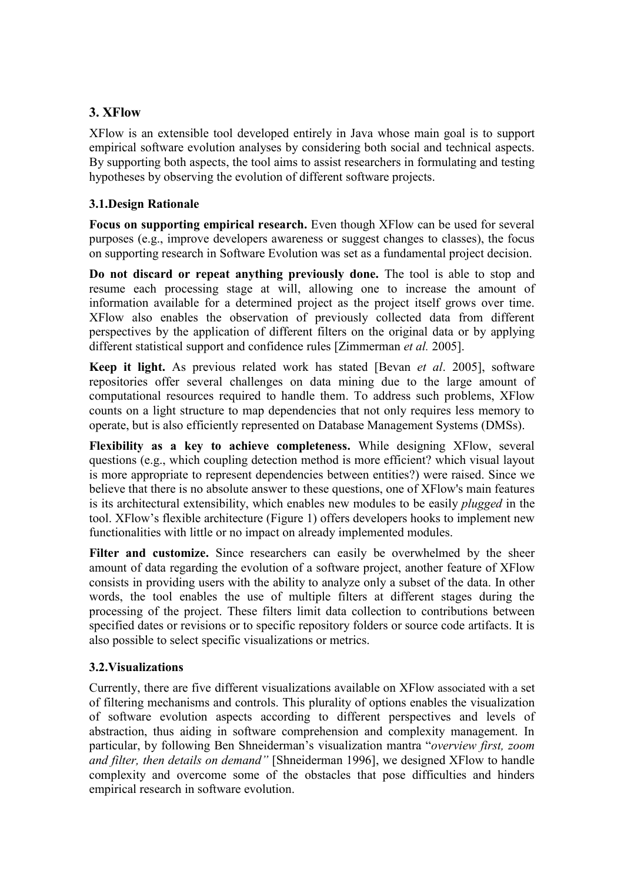## 3. XFlow

XFlow is an extensible tool developed entirely in Java whose main goal is to support empirical software evolution analyses by considering both social and technical aspects. By supporting both aspects, the tool aims to assist researchers in formulating and testing hypotheses by observing the evolution of different software projects.

### 3.1.Design Rationale

**Focus on supporting empirical research.** Even though XFlow can be used for several purposes (e.g., improve developers awareness or suggest changes to classes), the focus on supporting research in Software Evolution was set as a fundamental project decision.

**Do not discard or repeat anything previously done.** The tool is able to stop and resume each processing stage at will, allowing one to increase the amount of information available for a determined project as the project itself grows over time. XFlow also enables the observation of previously collected data from different perspectives by the application of different filters on the original data or by applying different statistical support and confidence rules [Zimmerman *et al.* 2005].

**Keep it light.** As previous related work has stated [Bevan *et al*. 2005], software repositories offer several challenges on data mining due to the large amount of computational resources required to handle them. To address such problems, XFlow counts on a light structure to map dependencies that not only requires less memory to operate, but is also efficiently represented on Database Management Systems (DMSs).

**Flexibility as a key to achieve completeness.** While designing XFlow, several questions (e.g., which coupling detection method is more efficient? which visual layout is more appropriate to represent dependencies between entities?) were raised. Since we believe that there is no absolute answer to these questions, one of XFlow's main features is its architectural extensibility, which enables new modules to be easily *plugged* in the tool. XFlow's flexible architecture (Figure 1) offers developers hooks to implement new functionalities with little or no impact on already implemented modules.

**Filter and customize.** Since researchers can easily be overwhelmed by the sheer amount of data regarding the evolution of a software project, another feature of XFlow consists in providing users with the ability to analyze only a subset of the data. In other words, the tool enables the use of multiple filters at different stages during the processing of the project. These filters limit data collection to contributions between specified dates or revisions or to specific repository folders or source code artifacts. It is also possible to select specific visualizations or metrics.

### 3.2.Visualizations

Currently, there are five different visualizations available on XFlow associated with a set of filtering mechanisms and controls. This plurality of options enables the visualization of software evolution aspects according to different perspectives and levels of abstraction, thus aiding in software comprehension and complexity management. In particular, by following Ben Shneiderman's visualization mantra "*overview first, zoom and filter, then details on demand"* [Shneiderman 1996], we designed XFlow to handle complexity and overcome some of the obstacles that pose difficulties and hinders empirical research in software evolution.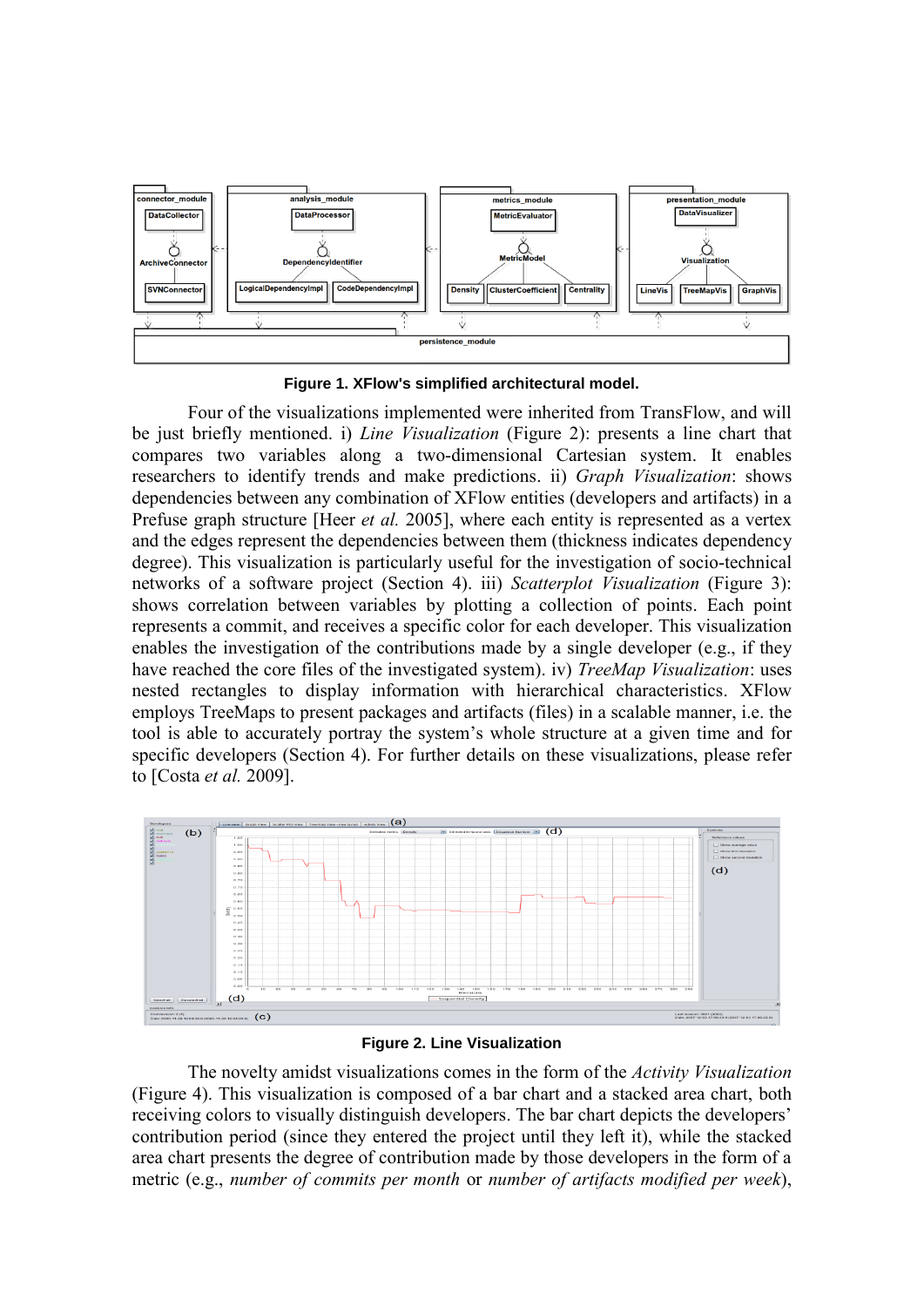Figure 1. XFlow's simplified architectural model.

Four of the visualizations implemented were inherited from TransFlow, and will be just briefly mentioned. i) *Line Visualization* (Figure 2): presents a line chart that compares two variables along a two-dimensional Cartesian system. It enables researchers to identify trends and make predictions. ii) *Graph Visualization*: shows dependencies between any combination of XFlow entities (developers and artifacts) in a Prefuse graph structure [Heer *et al.* 2005], where each entity is represented as a vertex and the edges represent the dependencies between them (thickness indicates dependency degree). This visualization is particularly useful for the investigation of socio-technical networks of a software project (Section 4). iii) *Scatterplot Visualization* (Figure 3): shows correlation between variables by plotting a collection of points. Each point represents a commit, and receives a specific color for each developer. This visualization enables the investigation of the contributions made by a single developer (e.g., if they have reached the core files of the investigated system). iv) *TreeMap Visualization*: uses nested rectangles to display information with hierarchical characteristics. XFlow employs TreeMaps to present packages and artifacts (files) in a scalable manner, i.e. the tool is able to accurately portray the system's whole structure at a given time and for specific developers (Section 4). For further details on these visualizations, please refer to [Costa *et al.* 2009].

Figure 2. Line Visualization

The novelty amidst visualizations comes in the form of the *Activity Visualization* (Figure 4). This visualization is composed of a bar chart and a stacked area chart, both receiving colors to visually distinguish developers. The bar chart depicts the developers' contribution period (since they entered the project until they left it), while the stacked area chart presents the degree of contribution made by those developers in the form of a metric (e.g., *number of commits per month* or *number of artifacts modified per week*),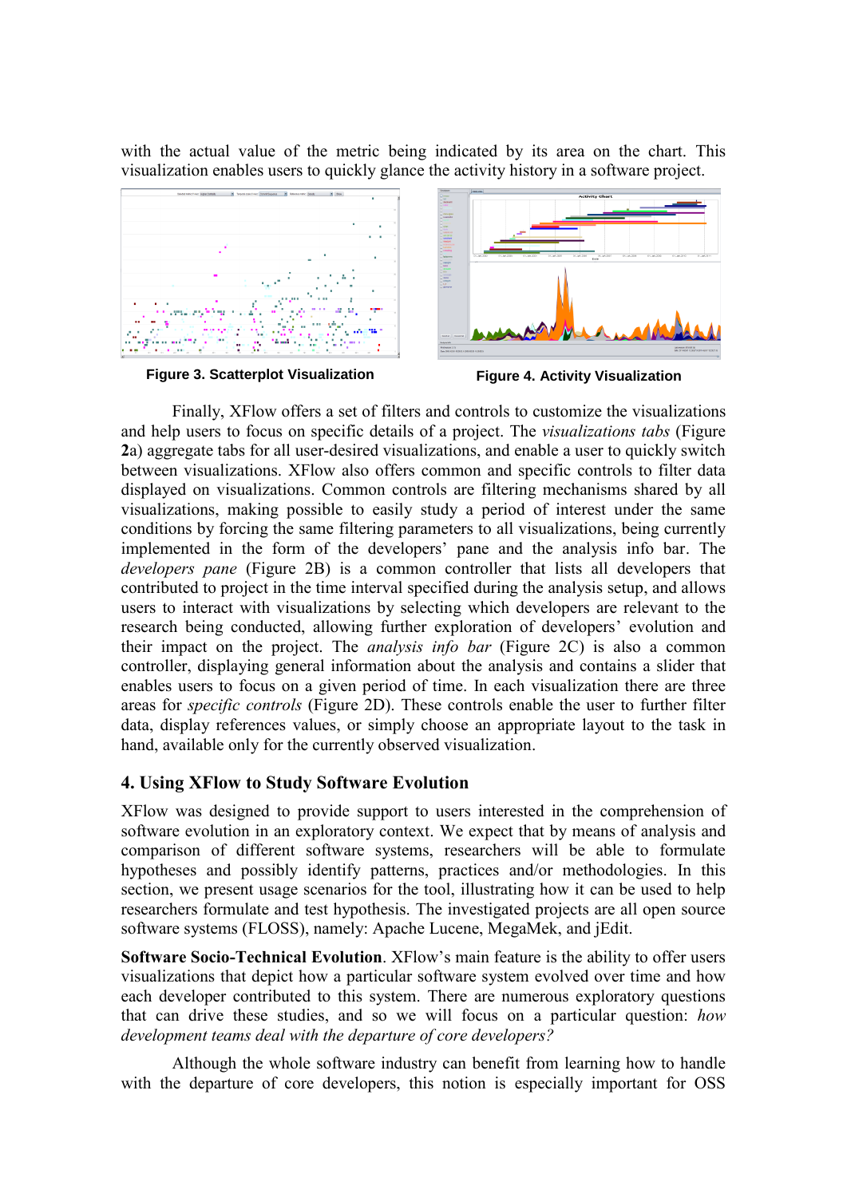with the actual value of the metric being indicated by its area on the chart. This visualization enables users to quickly glance the activity history in a software project.

**Figure 3. Scatterplot Visualization**

**Figure 4. Activity Visualization**

Finally, XFlow offers a set of filters and controls to customize the visualizations and help users to focus on specific details of a project. The *visualizations tabs* (Figure **2**a) aggregate tabs for all user-desired visualizations, and enable a user to quickly switch between visualizations. XFlow also offers common and specific controls to filter data displayed on visualizations. Common controls are filtering mechanisms shared by all visualizations, making possible to easily study a period of interest under the same conditions by forcing the same filtering parameters to all visualizations, being currently implemented in the form of the developers' pane and the analysis info bar. The *developers pane* (Figure 2B) is a common controller that lists all developers that contributed to project in the time interval specified during the analysis setup, and allows users to interact with visualizations by selecting which developers are relevant to the research being conducted, allowing further exploration of developers' evolution and their impact on the project. The *analysis info bar* (Figure 2C) is also a common controller, displaying general information about the analysis and contains a slider that enables users to focus on a given period of time. In each visualization there are three areas for *specific controls* (Figure 2D). These controls enable the user to further filter data, display references values, or simply choose an appropriate layout to the task in hand, available only for the currently observed visualization.

## 4. Using XFlow to Study Software Evolution

XFlow was designed to provide support to users interested in the comprehension of software evolution in an exploratory context. We expect that by means of analysis and comparison of different software systems, researchers will be able to formulate hypotheses and possibly identify patterns, practices and/or methodologies. In this section, we present usage scenarios for the tool, illustrating how it can be used to help researchers formulate and test hypothesis. The investigated projects are all open source software systems (FLOSS), namely: Apache Lucene, MegaMek, and jEdit.

**Software Socio-Technical Evolution**. XFlow's main feature is the ability to offer users visualizations that depict how a particular software system evolved over time and how each developer contributed to this system. There are numerous exploratory questions that can drive these studies, and so we will focus on a particular question: *how development teams deal with the departure of core developers?*

Although the whole software industry can benefit from learning how to handle with the departure of core developers, this notion is especially important for OSS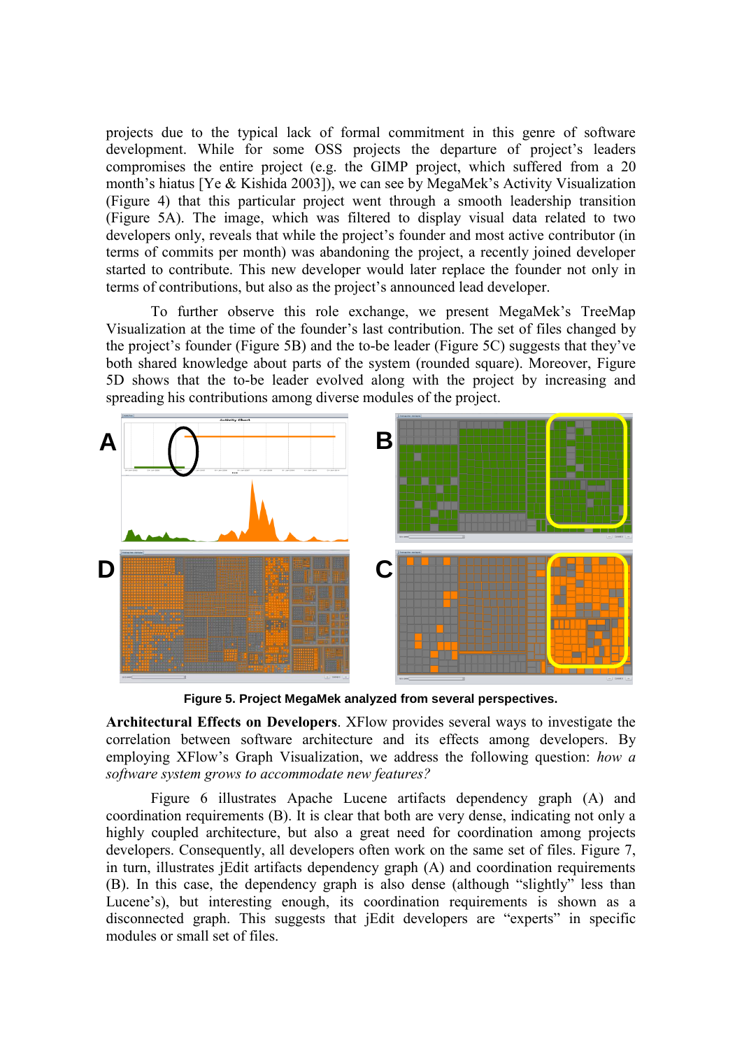projects due to the typical lack of formal commitment in this genre of software development. While for some OSS projects the departure of project's leaders compromises the entire project (e.g. the GIMP project, which suffered from a 20 month's hiatus [Ye & Kishida 2003]), we can see by MegaMek's Activity Visualization (Figure 4) that this particular project went through a smooth leadership transition (Figure 5A). The image, which was filtered to display visual data related to two developers only, reveals that while the project's founder and most active contributor (in terms of commits per month) was abandoning the project, a recently joined developer started to contribute. This new developer would later replace the founder not only in terms of contributions, but also as the project's announced lead developer.

To further observe this role exchange, we present MegaMek's TreeMap Visualization at the time of the founder's last contribution. The set of files changed by the project's founder (Figure 5B) and the to-be leader (Figure 5C) suggests that they've both shared knowledge about parts of the system (rounded square). Moreover, Figure 5D shows that the to-be leader evolved along with the project by increasing and spreading his contributions among diverse modules of the project.

**Figure 5. Project MegaMek analyzed from several perspectives.**

**Architectural Effects on Developers**. XFlow provides several ways to investigate the correlation between software architecture and its effects among developers. By employing XFlow's Graph Visualization, we address the following question: *how a software system grows to accommodate new features?*

Figure 6 illustrates Apache Lucene artifacts dependency graph (A) and coordination requirements (B). It is clear that both are very dense, indicating not only a highly coupled architecture, but also a great need for coordination among projects developers. Consequently, all developers often work on the same set of files. Figure 7, in turn, illustrates jEdit artifacts dependency graph (A) and coordination requirements (B). In this case, the dependency graph is also dense (although "slightly" less than Lucene's), but interesting enough, its coordination requirements is shown as a disconnected graph. This suggests that jEdit developers are "experts" in specific modules or small set of files.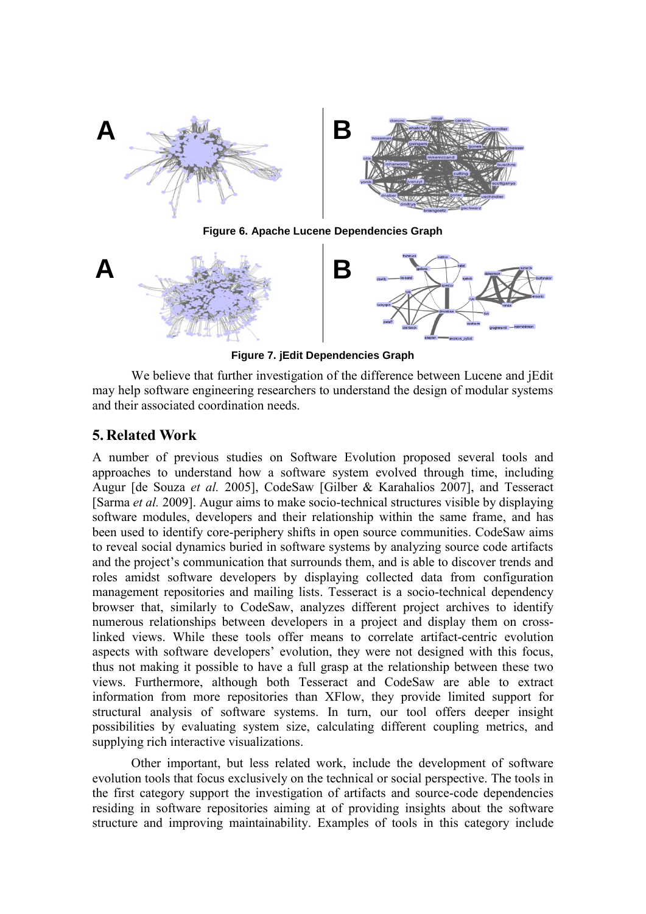Figure 6. Apache Lucene Dependencies Graph

Figure 7. jEdit Dependencies Graph

We believe that further investigation of the difference between Lucene and jEdit may help software engineering researchers to understand the design of modular systems and their associated coordination needs.

## 5. Related Work

A number of previous studies on Software Evolution proposed several tools and approaches to understand how a software system evolved through time, including Augur [de Souza *et al.* 2005], CodeSaw [Gilber & Karahalios 2007], and Tesseract [Sarma *et al.* 2009]. Augur aims to make socio-technical structures visible by displaying software modules, developers and their relationship within the same frame, and has been used to identify core-periphery shifts in open source communities. CodeSaw aims to reveal social dynamics buried in software systems by analyzing source code artifacts and the project's communication that surrounds them, and is able to discover trends and roles amidst software developers by displaying collected data from configuration management repositories and mailing lists. Tesseract is a socio-technical dependency browser that, similarly to CodeSaw, analyzes different project archives to identify numerous relationships between developers in a project and display them on cross-linked views. While these tools offer means to correlate artifact-centric evolution aspects with software developers' evolution, they were not designed with this focus, thus not making it possible to have a full grasp at the relationship between these two views. Furthermore, although both Tesseract and CodeSaw are able to extract information from more repositories than XFlow, they provide limited support for structural analysis of software systems. In turn, our tool offers deeper insight possibilities by evaluating system size, calculating different coupling metrics, and supplying rich interactive visualizations.

Other important, but less related work, include the development of software evolution tools that focus exclusively on the technical or social perspective. The tools in the first category support the investigation of artifacts and source-code dependencies residing in software repositories aiming at of providing insights about the software structure and improving maintainability. Examples of tools in this category include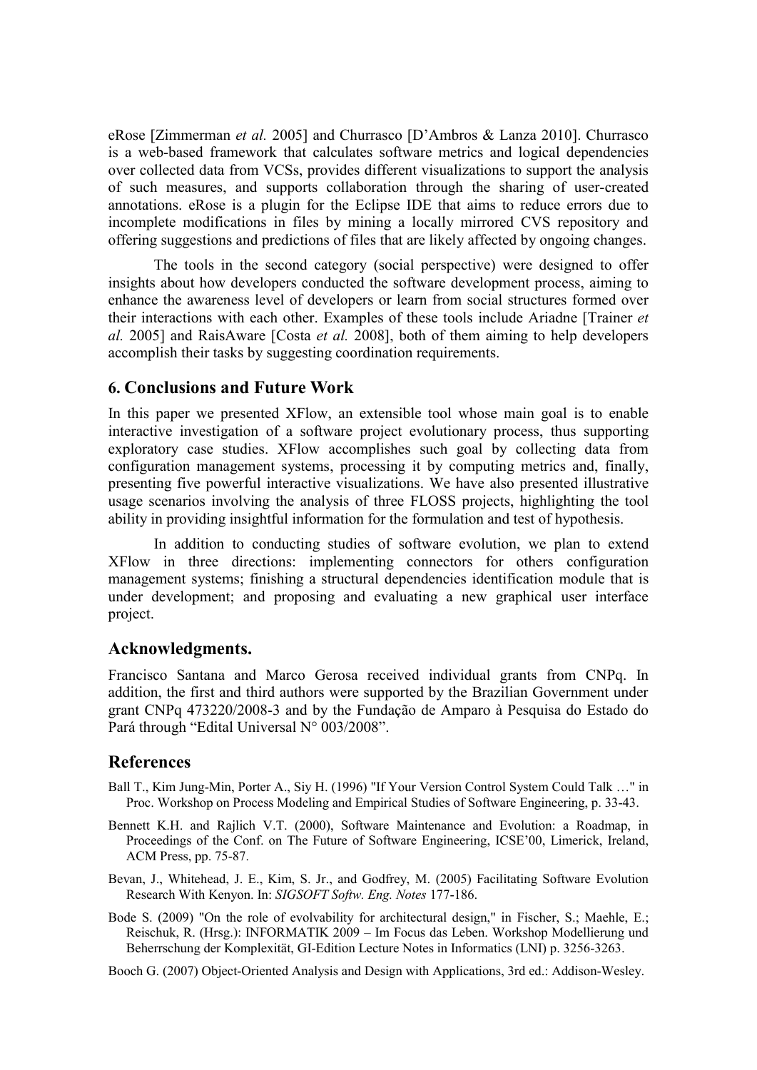eRose [Zimmerman *et al.* 2005] and Churrasco [D'Ambros & Lanza 2010]. Churrasco is a web-based framework that calculates software metrics and logical dependencies over collected data from VCSs, provides different visualizations to support the analysis of such measures, and supports collaboration through the sharing of user-created annotations. eRose is a plugin for the Eclipse IDE that aims to reduce errors due to incomplete modifications in files by mining a locally mirrored CVS repository and offering suggestions and predictions of files that are likely affected by ongoing changes.

The tools in the second category (social perspective) were designed to offer insights about how developers conducted the software development process, aiming to enhance the awareness level of developers or learn from social structures formed over their interactions with each other. Examples of these tools include Ariadne [Trainer *et al.* 2005] and RaisAware [Costa *et al.* 2008], both of them aiming to help developers accomplish their tasks by suggesting coordination requirements.

## 6. Conclusions and Future Work

In this paper we presented XFlow, an extensible tool whose main goal is to enable interactive investigation of a software project evolutionary process, thus supporting exploratory case studies. XFlow accomplishes such goal by collecting data from configuration management systems, processing it by computing metrics and, finally, presenting five powerful interactive visualizations. We have also presented illustrative usage scenarios involving the analysis of three FLOSS projects, highlighting the tool ability in providing insightful information for the formulation and test of hypothesis.

In addition to conducting studies of software evolution, we plan to extend XFlow in three directions: implementing connectors for others configuration management systems; finishing a structural dependencies identification module that is under development; and proposing and evaluating a new graphical user interface project.

## Acknowledgments.

Francisco Santana and Marco Gerosa received individual grants from CNPq. In addition, the first and third authors were supported by the Brazilian Government under grant CNPq 473220/2008-3 and by the Fundação de Amparo à Pesquisa do Estado do Pará through "Edital Universal N° 003/2008".

## References

Ball T., Kim Jung-Min, Porter A., Siy H. (1996) "If Your Version Control System Could Talk …" in Proc. Workshop on Process Modeling and Empirical Studies of Software Engineering, p. 33-43.

Bennett K.H. and Rajlich V.T. (2000), Software Maintenance and Evolution: a Roadmap, in Proceedings of the Conf. on The Future of Software Engineering, ICSE'00, Limerick, Ireland, ACM Press, pp. 75-87.

Bevan, J., Whitehead, J. E., Kim, S. Jr., and Godfrey, M. (2005) Facilitating Software Evolution Research With Kenyon. In: *SIGSOFT Softw. Eng. Notes* 177-186.

Bode S. (2009) "On the role of evolvability for architectural design," in Fischer, S.; Maehle, E.; Reischuk, R. (Hrsg.): INFORMATIK 2009 – Im Focus das Leben. Workshop Modellierung und Beherrschung der Komplexität, GI-Edition Lecture Notes in Informatics (LNI) p. 3256-3263.

Booch G. (2007) Object-Oriented Analysis and Design with Applications, 3rd ed.: Addison-Wesley.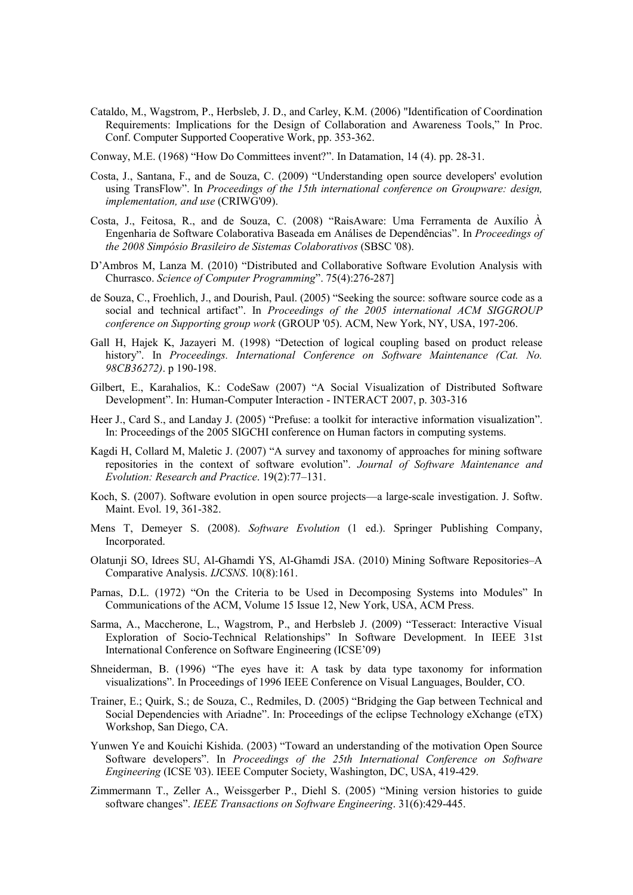Cataldo, M., Wagstrom, P., Herbsleb, J. D., and Carley, K.M. (2006) "Identification of Coordination Requirements: Implications for the Design of Collaboration and Awareness Tools," In Proc. Conf. Computer Supported Cooperative Work, pp. 353-362.

Conway, M.E. (1968) "How Do Committees invent?". In Datamation, 14 (4). pp. 28-31.

Costa, J., Santana, F., and de Souza, C. (2009) "Understanding open source developers' evolution using TransFlow". In *Proceedings of the 15th international conference on Groupware: design, implementation, and use* (CRIWG'09).

Costa, J., Feitosa, R., and de Souza, C. (2008) "RaisAware: Uma Ferramenta de Auxílio À Engenharia de Software Colaborativa Baseada em Análises de Dependências". In *Proceedings of the 2008 Simpósio Brasileiro de Sistemas Colaborativos* (SBSC '08).

D'Ambros M, Lanza M. (2010) "Distributed and Collaborative Software Evolution Analysis with Churrasco. *Science of Computer Programming*". 75(4):276-287]

de Souza, C., Froehlich, J., and Dourish, Paul. (2005) "Seeking the source: software source code as a social and technical artifact". In *Proceedings of the 2005 international ACM SIGGROUP conference on Supporting group work* (GROUP '05). ACM, New York, NY, USA, 197-206.

Gall H, Hajek K, Jazayeri M. (1998) "Detection of logical coupling based on product release history". In *Proceedings. International Conference on Software Maintenance (Cat. No. 98CB36272)*. p 190-198.

Gilbert, E., Karahalios, K.: CodeSaw (2007) "A Social Visualization of Distributed Software Development". In: Human-Computer Interaction - INTERACT 2007, p. 303-316

Heer J., Card S., and Landay J. (2005) "Prefuse: a toolkit for interactive information visualization". In: Proceedings of the 2005 SIGCHI conference on Human factors in computing systems.

Kagdi H, Collard M, Maletic J. (2007) "A survey and taxonomy of approaches for mining software repositories in the context of software evolution". *Journal of Software Maintenance and Evolution: Research and Practice*. 19(2):77–131.

Koch, S. (2007). Software evolution in open source projects—a large-scale investigation. J. Softw. Maint. Evol. 19, 361-382.

Mens T, Demeyer S. (2008). *Software Evolution* (1 ed.). Springer Publishing Company, Incorporated.

Olatunji SO, Idrees SU, Al-Ghamdi YS, Al-Ghamdi JSA. (2010) Mining Software Repositories–A Comparative Analysis. *IJCSNS*. 10(8):161.

Parnas, D.L. (1972) "On the Criteria to be Used in Decomposing Systems into Modules" In Communications of the ACM, Volume 15 Issue 12, New York, USA, ACM Press.

Sarma, A., Maccherone, L., Wagstrom, P., and Herbsleb J. (2009) "Tesseract: Interactive Visual Exploration of Socio-Technical Relationships" In Software Development. In IEEE 31st International Conference on Software Engineering (ICSE'09)

Shneiderman, B. (1996) "The eyes have it: A task by data type taxonomy for information visualizations". In Proceedings of 1996 IEEE Conference on Visual Languages, Boulder, CO.

Trainer, E.; Quirk, S.; de Souza, C., Redmiles, D. (2005) "Bridging the Gap between Technical and Social Dependencies with Ariadne". In: Proceedings of the eclipse Technology eXchange (eTX) Workshop, San Diego, CA.

Yunwen Ye and Kouichi Kishida. (2003) "Toward an understanding of the motivation Open Source Software developers". In *Proceedings of the 25th International Conference on Software Engineering* (ICSE '03). IEEE Computer Society, Washington, DC, USA, 419-429.

Zimmermann T., Zeller A., Weissgerber P., Diehl S. (2005) "Mining version histories to guide software changes". *IEEE Transactions on Software Engineering*. 31(6):429-445.